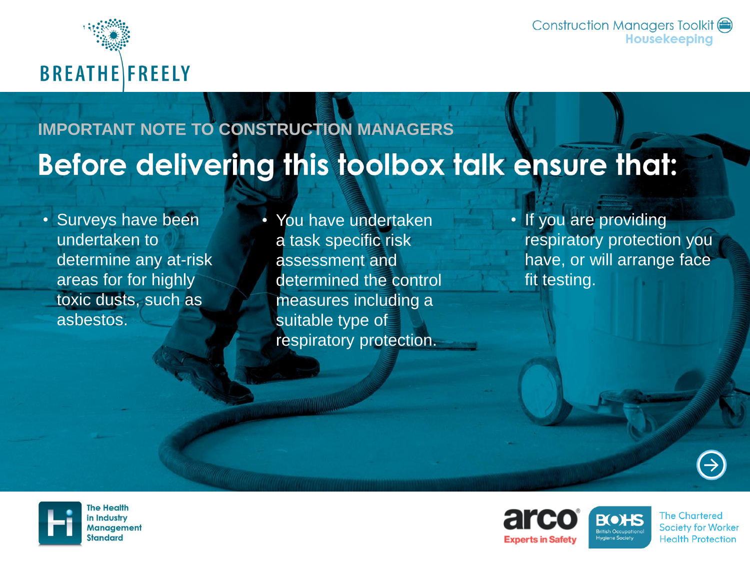BREATHE FREELY

Construction Managers Toolkit
**Housekeeping**

## IMPORTANT NOTE TO CONSTRUCTION MANAGERS

# Before delivering this toolbox talk ensure that:

- Surveys have been undertaken to determine any at-risk areas for for highly toxic dusts, such as asbestos.
- You have undertaken a task specific risk assessment and determined the control measures including a suitable type of respiratory protection.
- If you are providing respiratory protection you have, or will arrange face fit testing.

The Health in Industry Management Standard

arco Experts in Safety

BOHS British Occupational Hygiene Society

The Chartered Society for Worker Health Protection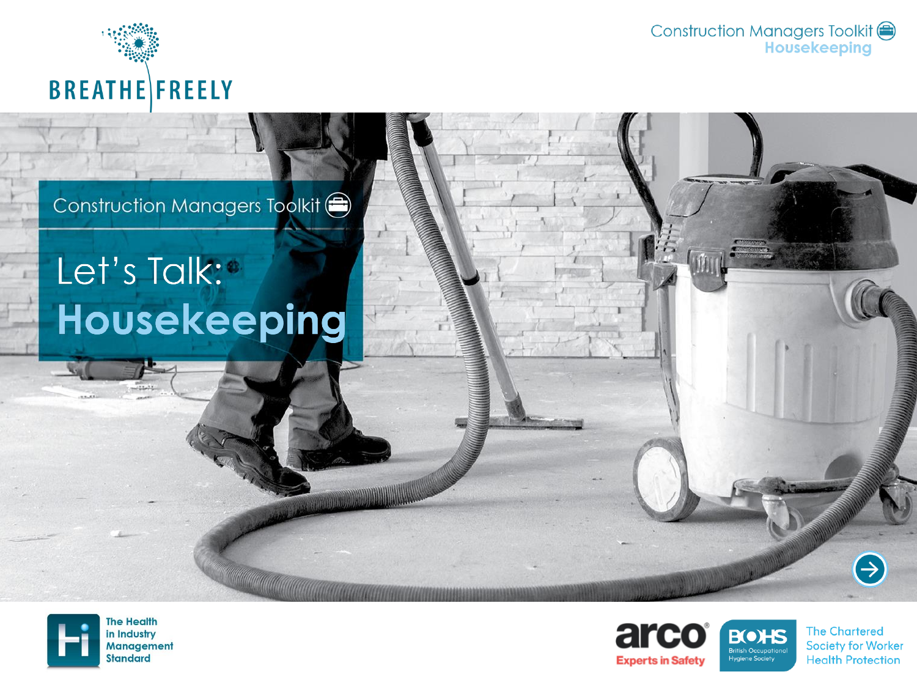# Construction Managers Toolkit

## Let's Talk: Housekeeping

BREATHE FREELY

The Health in Industry Management Standard

arco Experts in Safety

BOHS British Occupational Hygiene Society

The Chartered Society for Worker Health Protection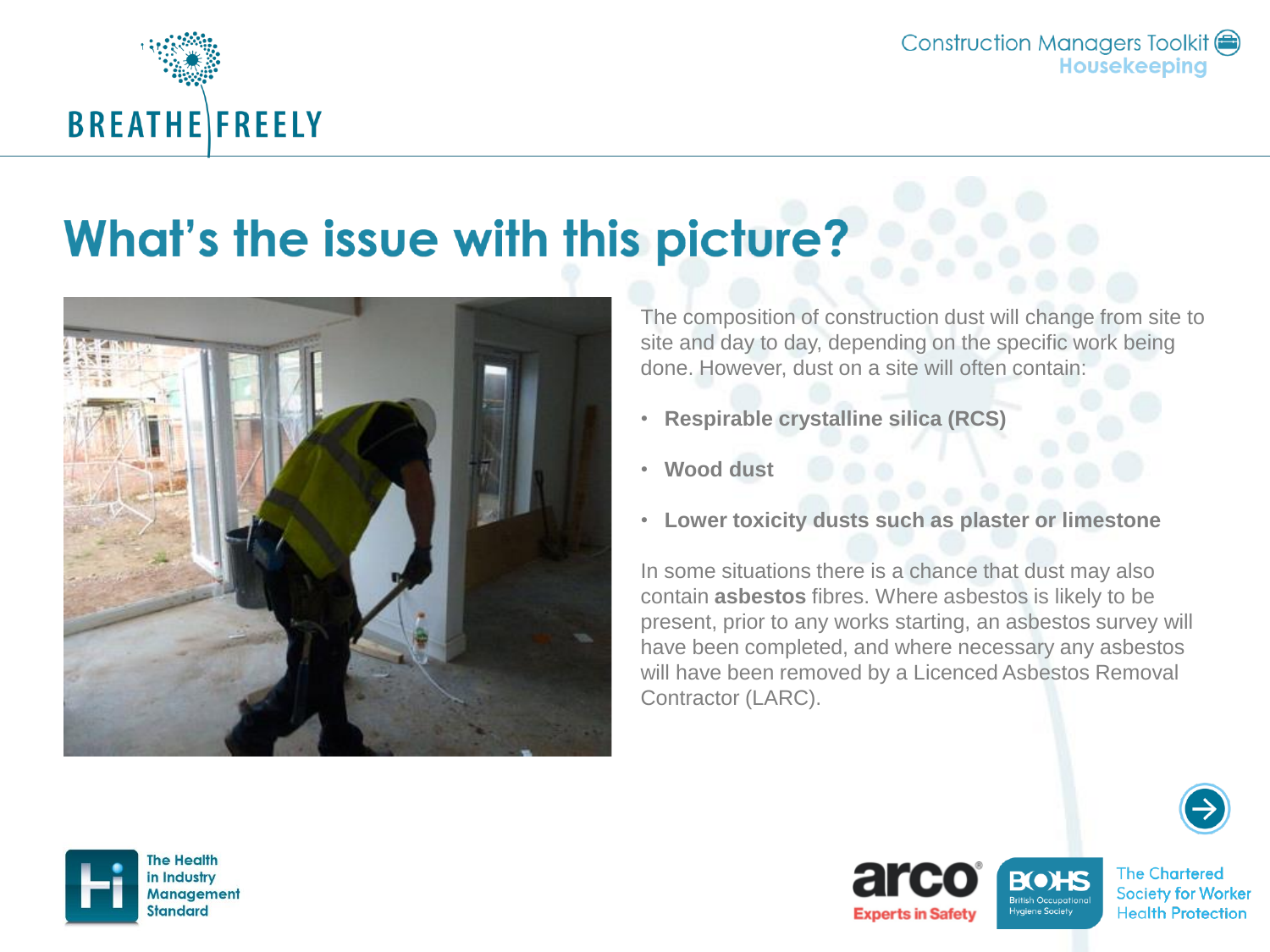# What's the issue with this picture?

The composition of construction dust will change from site to site and day to day, depending on the specific work being done. However, dust on a site will often contain:

- **Respirable crystalline silica (RCS)**
- **Wood dust**
- **Lower toxicity dusts such as plaster or limestone**

In some situations there is a chance that dust may also contain **asbestos** fibres. Where asbestos is likely to be present, prior to any works starting, an asbestos survey will have been completed, and where necessary any asbestos will have been removed by a Licenced Asbestos Removal Contractor (LARC).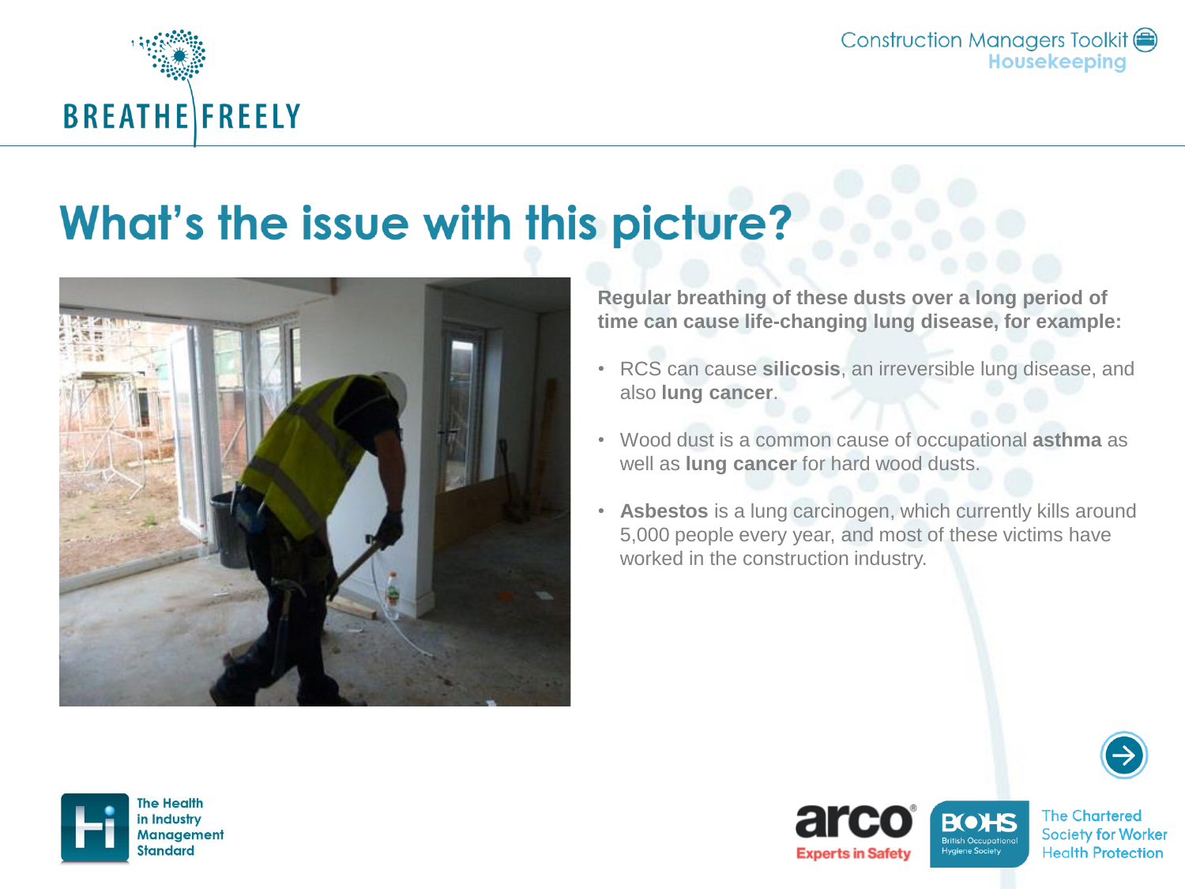# What's the issue with this picture?

**Regular breathing of these dusts over a long period of time can cause life-changing lung disease, for example:**

- RCS can cause **silicosis**, an irreversible lung disease, and also **lung cancer**.
- Wood dust is a common cause of occupational **asthma** as well as **lung cancer** for hard wood dusts.
- **Asbestos** is a lung carcinogen, which currently kills around 5,000 people every year, and most of these victims have worked in the construction industry.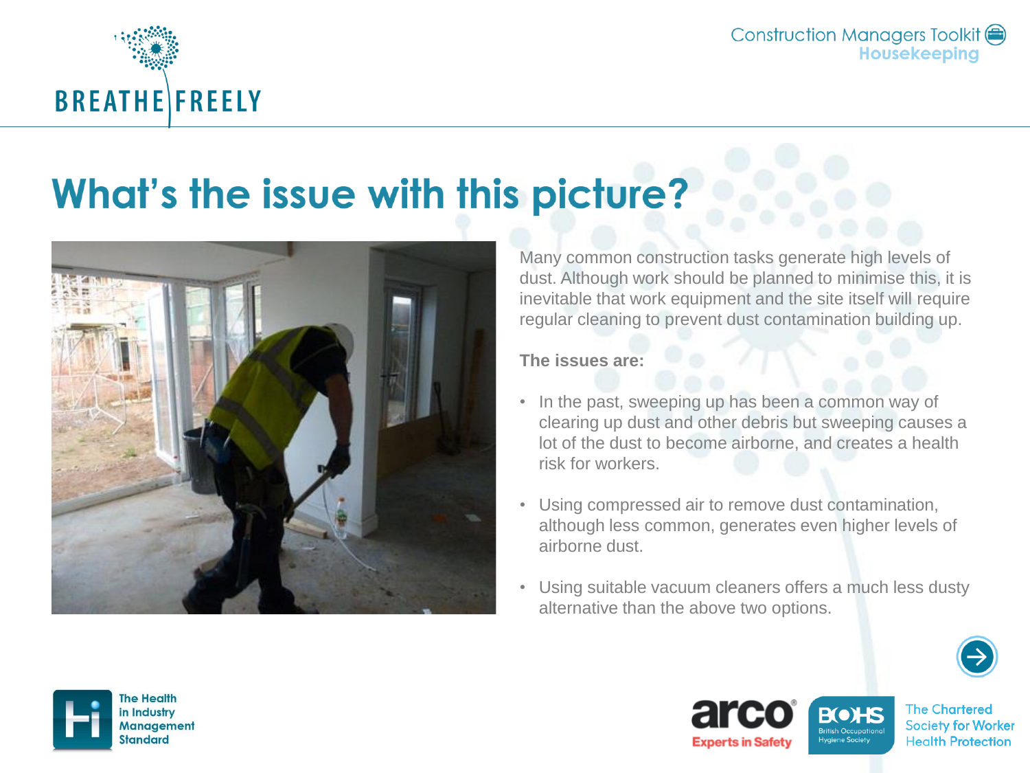# What's the issue with this picture?

Many common construction tasks generate high levels of dust. Although work should be planned to minimise this, it is inevitable that work equipment and the site itself will require regular cleaning to prevent dust contamination building up.

**The issues are:**

- In the past, sweeping up has been a common way of clearing up dust and other debris but sweeping causes a lot of the dust to become airborne, and creates a health risk for workers.
- Using compressed air to remove dust contamination, although less common, generates even higher levels of airborne dust.
- Using suitable vacuum cleaners offers a much less dusty alternative than the above two options.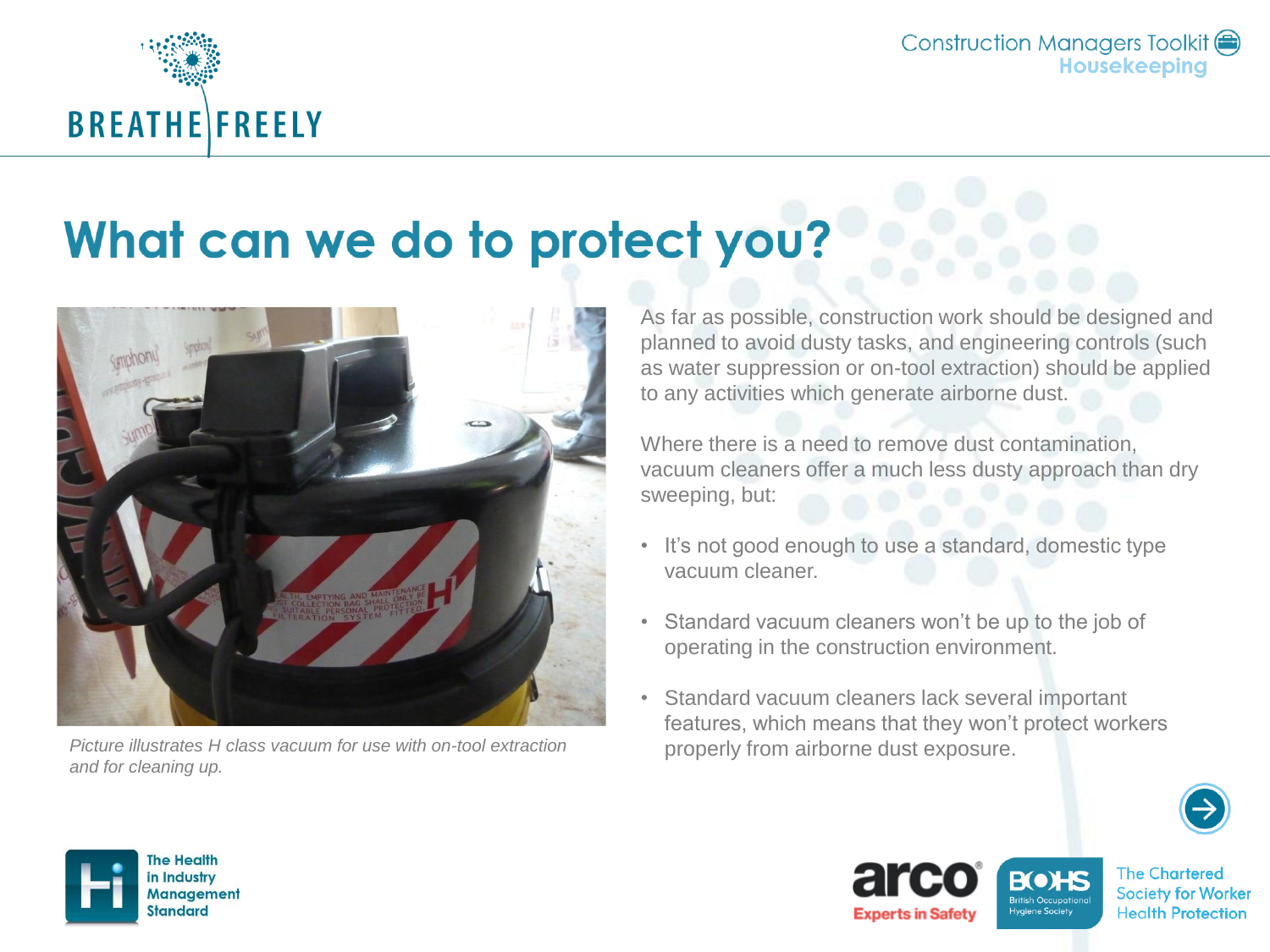# What can we do to protect you?

*Picture illustrates H class vacuum for use with on-tool extraction and for cleaning up.*

As far as possible, construction work should be designed and planned to avoid dusty tasks, and engineering controls (such as water suppression or on-tool extraction) should be applied to any activities which generate airborne dust.

Where there is a need to remove dust contamination, vacuum cleaners offer a much less dusty approach than dry sweeping, but:

- It's not good enough to use a standard, domestic type vacuum cleaner.
- Standard vacuum cleaners won't be up to the job of operating in the construction environment.
- Standard vacuum cleaners lack several important features, which means that they won't protect workers properly from airborne dust exposure.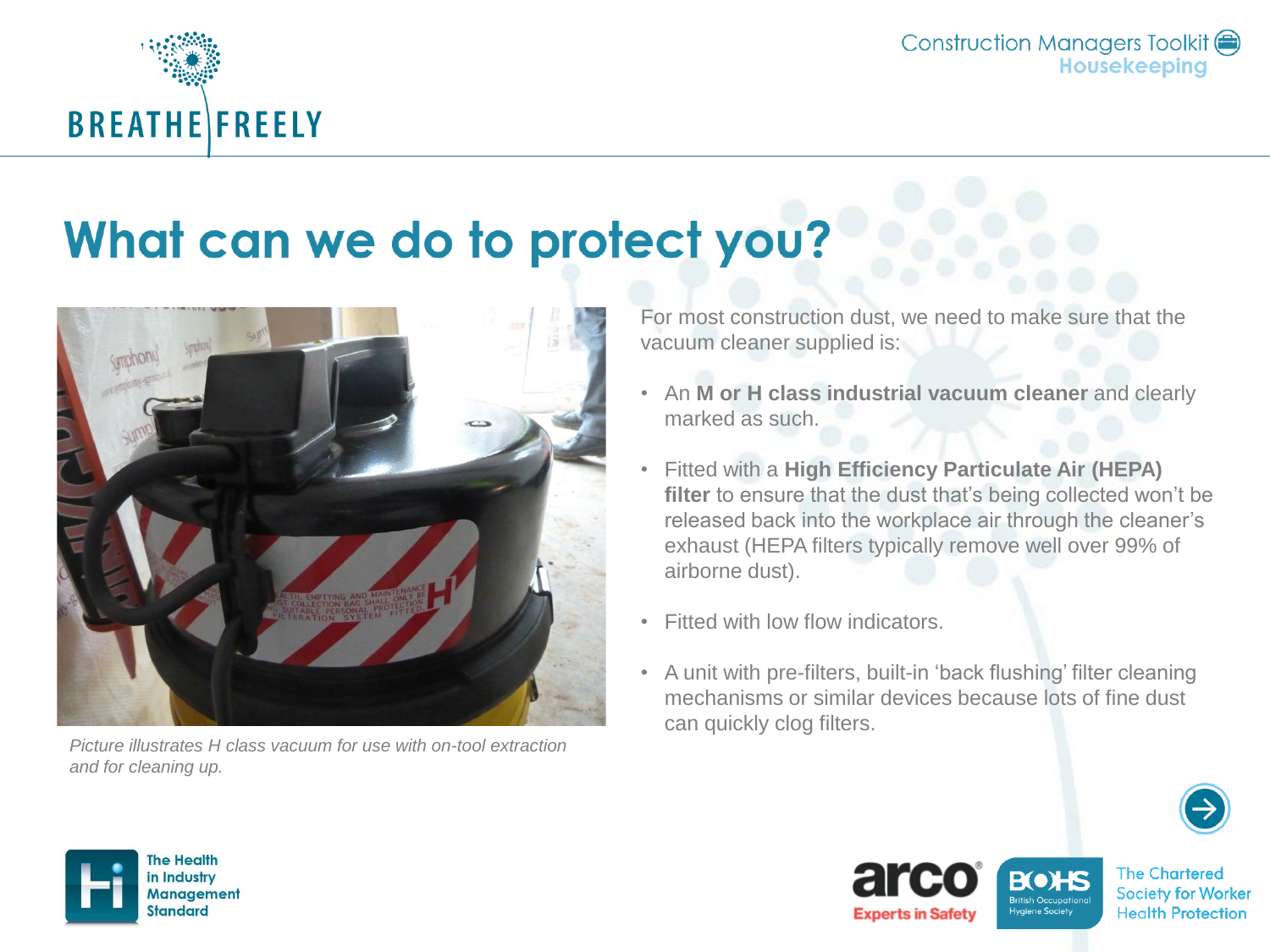# What can we do to protect you?

*Picture illustrates H class vacuum for use with on-tool extraction and for cleaning up.*

For most construction dust, we need to make sure that the vacuum cleaner supplied is:

- An **M or H class industrial vacuum cleaner** and clearly marked as such.
- Fitted with a **High Efficiency Particulate Air (HEPA) filter** to ensure that the dust that's being collected won't be released back into the workplace air through the cleaner's exhaust (HEPA filters typically remove well over 99% of airborne dust).
- Fitted with low flow indicators.
- A unit with pre-filters, built-in 'back flushing' filter cleaning mechanisms or similar devices because lots of fine dust can quickly clog filters.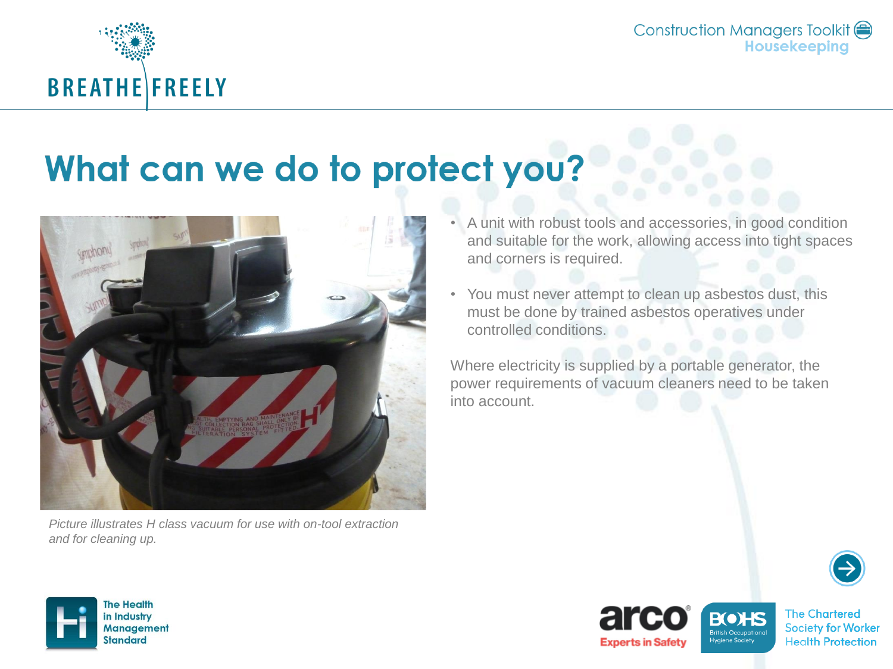# What can we do to protect you?

*Picture illustrates H class vacuum for use with on-tool extraction and for cleaning up.*

- A unit with robust tools and accessories, in good condition and suitable for the work, allowing access into tight spaces and corners is required.
- You must never attempt to clean up asbestos dust, this must be done by trained asbestos operatives under controlled conditions.

Where electricity is supplied by a portable generator, the power requirements of vacuum cleaners need to be taken into account.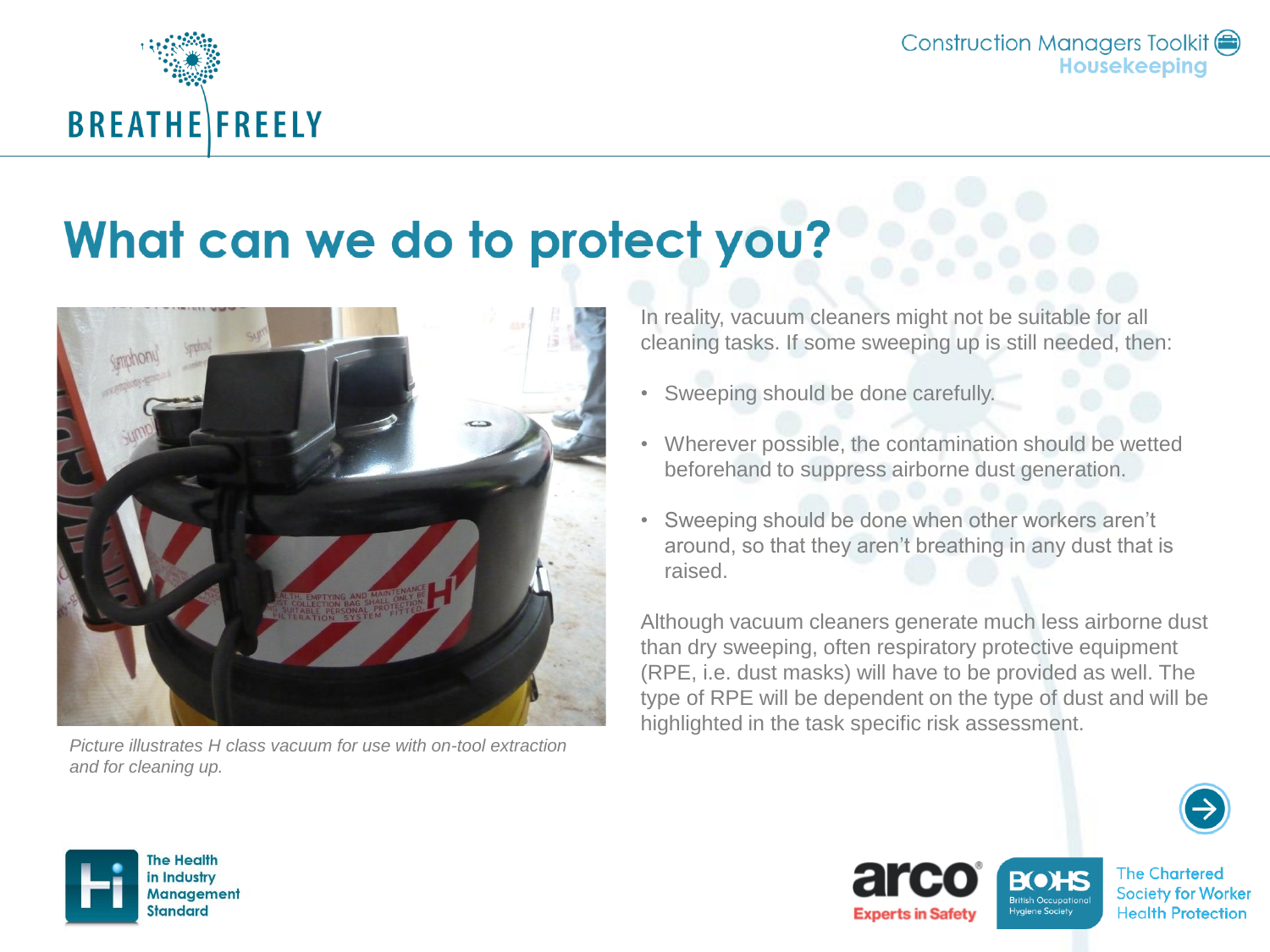# What can we do to protect you?

*Picture illustrates H class vacuum for use with on-tool extraction and for cleaning up.*

In reality, vacuum cleaners might not be suitable for all cleaning tasks. If some sweeping up is still needed, then:

- Sweeping should be done carefully.
- Wherever possible, the contamination should be wetted beforehand to suppress airborne dust generation.
- Sweeping should be done when other workers aren't around, so that they aren't breathing in any dust that is raised.

Although vacuum cleaners generate much less airborne dust than dry sweeping, often respiratory protective equipment (RPE, i.e. dust masks) will have to be provided as well. The type of RPE will be dependent on the type of dust and will be highlighted in the task specific risk assessment.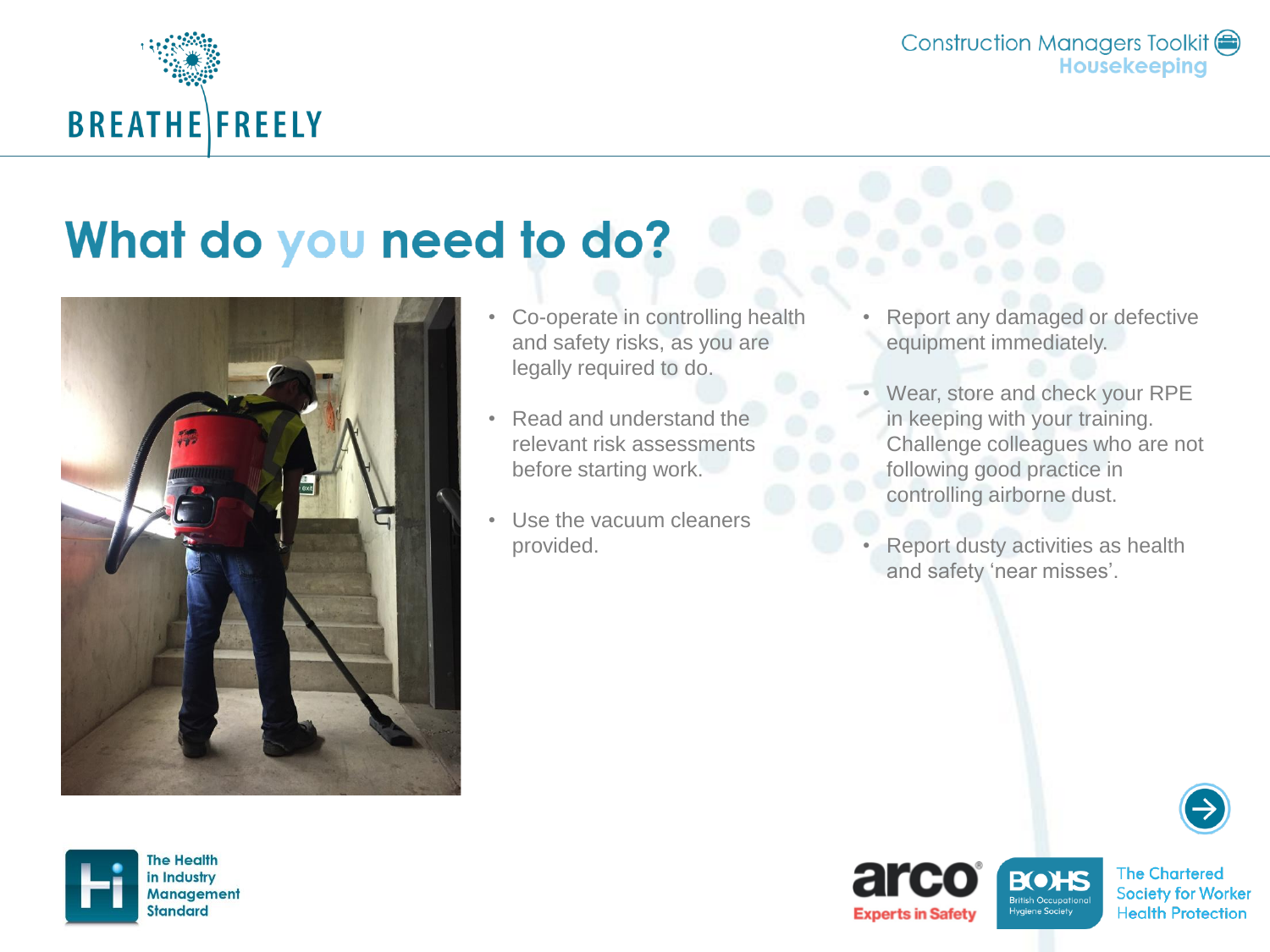# What do you need to do?

- Co-operate in controlling health and safety risks, as you are legally required to do.
- Read and understand the relevant risk assessments before starting work.
- Use the vacuum cleaners provided.
- Report any damaged or defective equipment immediately.
- Wear, store and check your RPE in keeping with your training. Challenge colleagues who are not following good practice in controlling airborne dust.
- Report dusty activities as health and safety 'near misses'.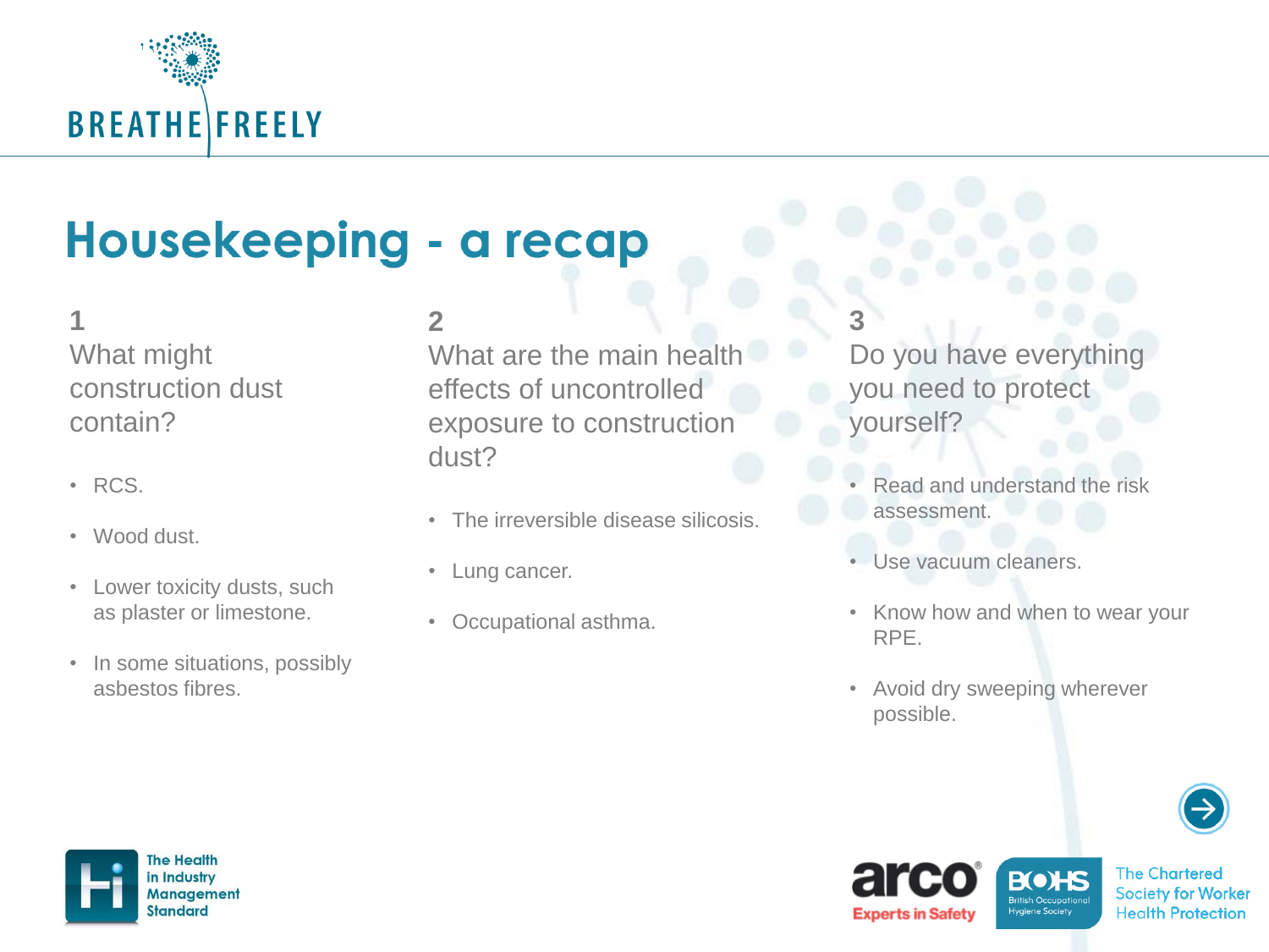# Housekeeping - a recap

## 1
What might construction dust contain?

- RCS.
- Wood dust.
- Lower toxicity dusts, such as plaster or limestone.
- In some situations, possibly asbestos fibres.

## 2
What are the main health effects of uncontrolled exposure to construction dust?

- The irreversible disease silicosis.
- Lung cancer.
- Occupational asthma.

## 3
Do you have everything you need to protect yourself?

- Read and understand the risk assessment.
- Use vacuum cleaners.
- Know how and when to wear your RPE.
- Avoid dry sweeping wherever possible.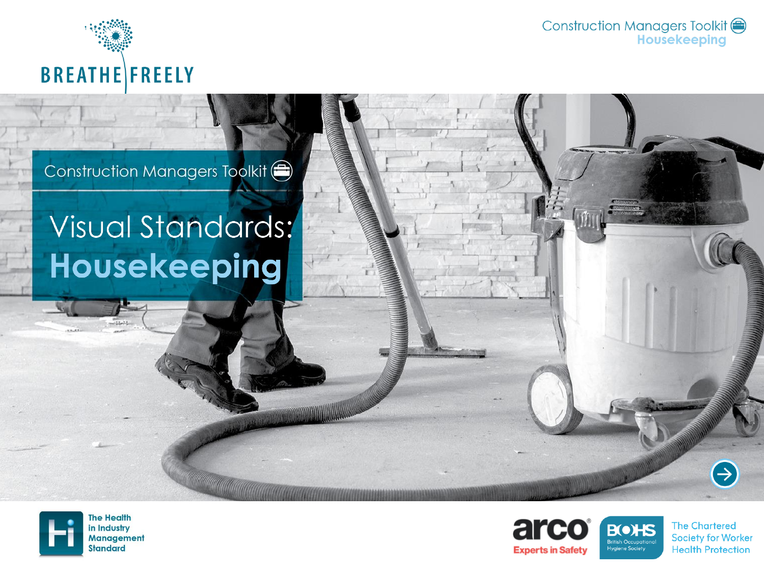BREATHE FREELY

Construction Managers Toolkit

# Visual Standards: Housekeeping

The Health in Industry Management Standard

arco Experts in Safety

BOHS British Occupational Hygiene Society

The Chartered Society for Worker Health Protection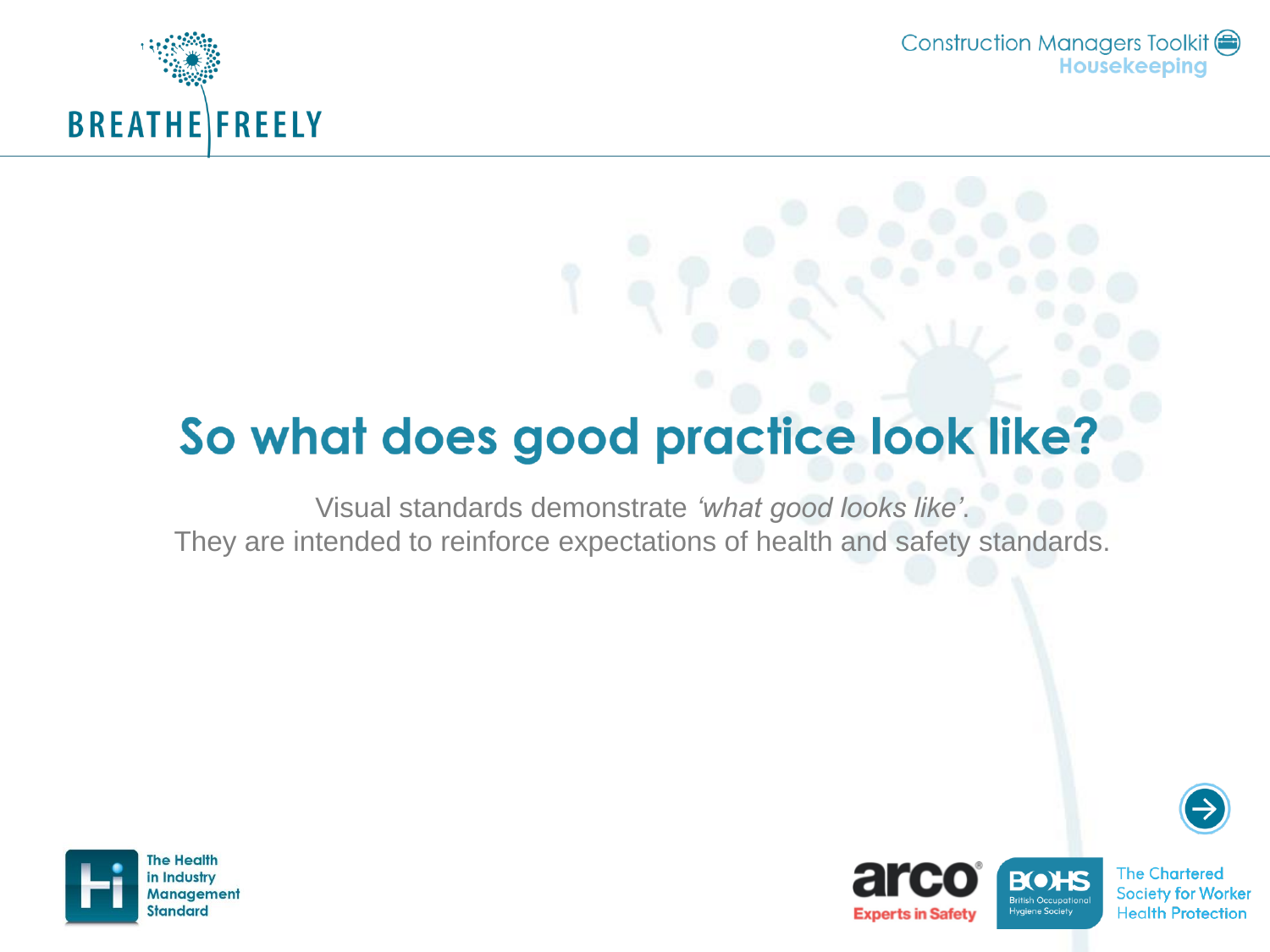# So what does good practice look like?

Visual standards demonstrate *'what good looks like'*.
They are intended to reinforce expectations of health and safety standards.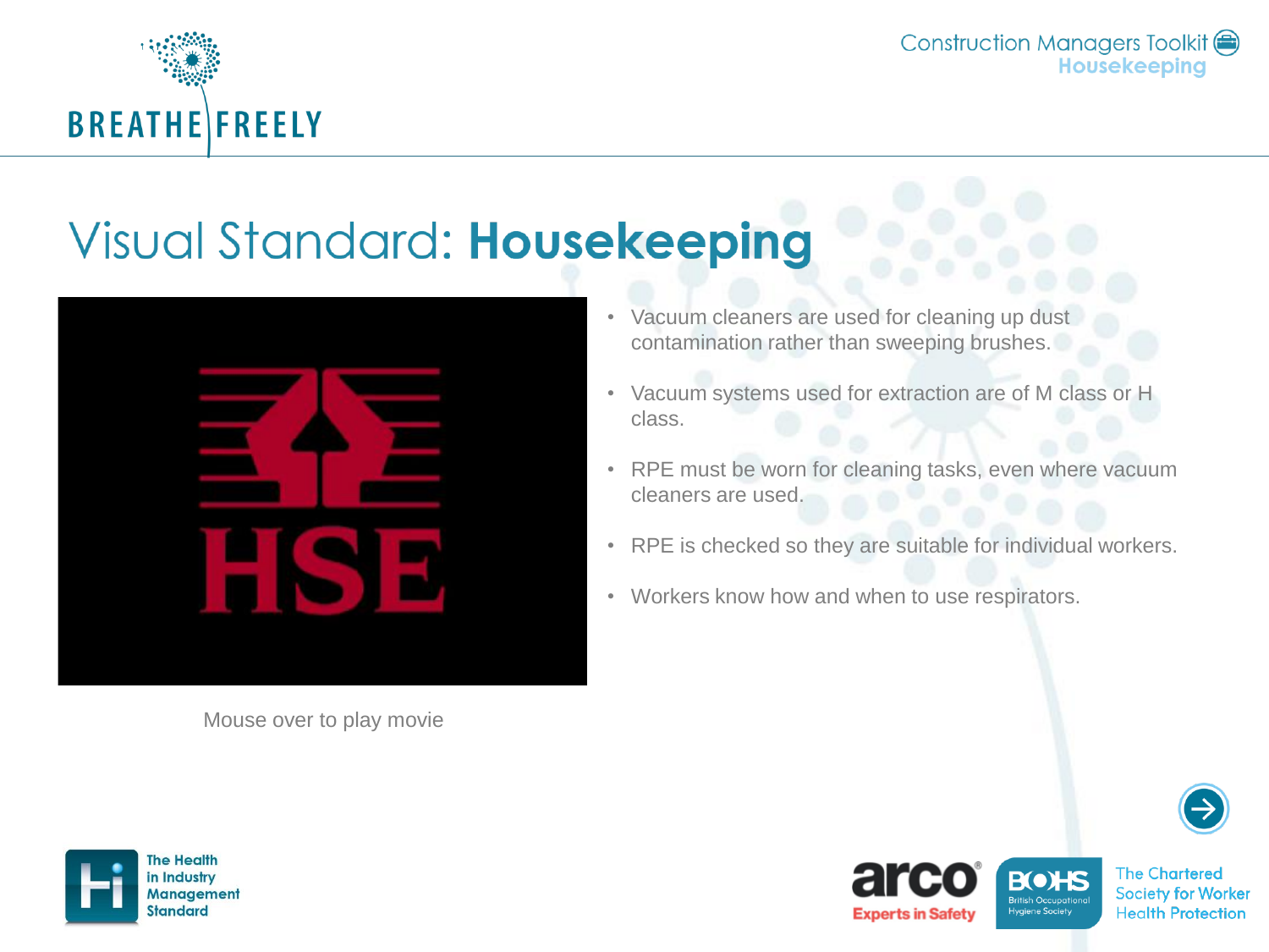# Visual Standard: **Housekeeping**

Mouse over to play movie

- Vacuum cleaners are used for cleaning up dust contamination rather than sweeping brushes.
- Vacuum systems used for extraction are of M class or H class.
- RPE must be worn for cleaning tasks, even where vacuum cleaners are used.
- RPE is checked so they are suitable for individual workers.
- Workers know how and when to use respirators.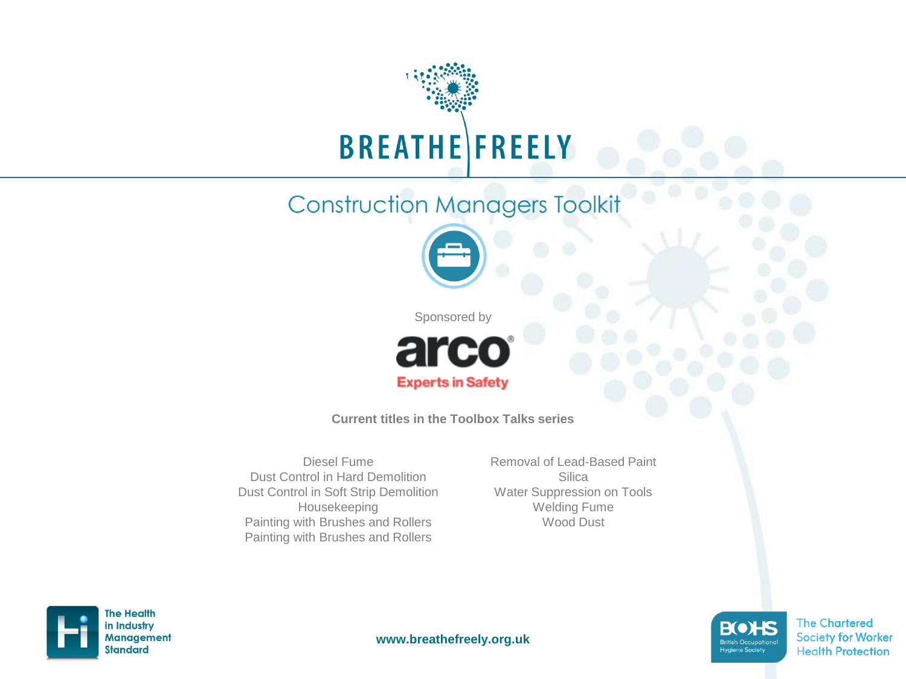# BREATHE FREELY

## Construction Managers Toolkit

Sponsored by

arco
Experts in Safety

**Current titles in the Toolbox Talks series**

Diesel Fume
Dust Control in Hard Demolition
Dust Control in Soft Strip Demolition
Housekeeping
Painting with Brushes and Rollers
Painting with Brushes and Rollers

Removal of Lead-Based Paint
Silica
Water Suppression on Tools
Welding Fume
Wood Dust

The Health in Industry Management Standard

**www.breathefreely.org.uk**

BOHS British Occupational Hygiene Society

The Chartered Society for Worker Health Protection